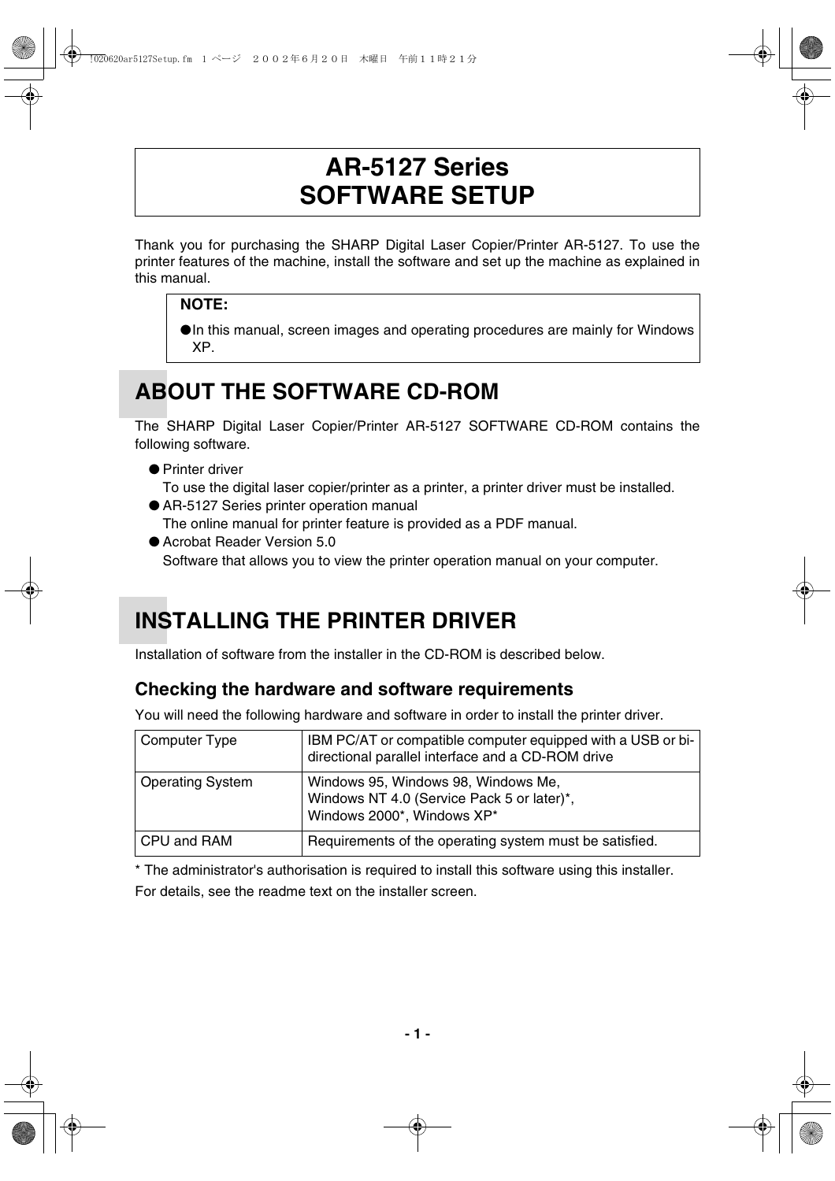# AR-5127 Series
# SOFTWARE SETUP

Thank you for purchasing the SHARP Digital Laser Copier/Printer AR-5127. To use the printer features of the machine, install the software and set up the machine as explained in this manual.

> **NOTE:**
> - In this manual, screen images and operating procedures are mainly for Windows XP.

## ABOUT THE SOFTWARE CD-ROM

The SHARP Digital Laser Copier/Printer AR-5127 SOFTWARE CD-ROM contains the following software.

- Printer driver
  To use the digital laser copier/printer as a printer, a printer driver must be installed.
- AR-5127 Series printer operation manual
  The online manual for printer feature is provided as a PDF manual.
- Acrobat Reader Version 5.0
  Software that allows you to view the printer operation manual on your computer.

## INSTALLING THE PRINTER DRIVER

Installation of software from the installer in the CD-ROM is described below.

### Checking the hardware and software requirements

You will need the following hardware and software in order to install the printer driver.

| Computer Type | IBM PC/AT or compatible computer equipped with a USB or bi-directional parallel interface and a CD-ROM drive |
|---|---|
| Operating System | Windows 95, Windows 98, Windows Me,<br>Windows NT 4.0 (Service Pack 5 or later)*,<br>Windows 2000*, Windows XP* |
| CPU and RAM | Requirements of the operating system must be satisfied. |

\* The administrator's authorisation is required to install this software using this installer.

For details, see the readme text on the installer screen.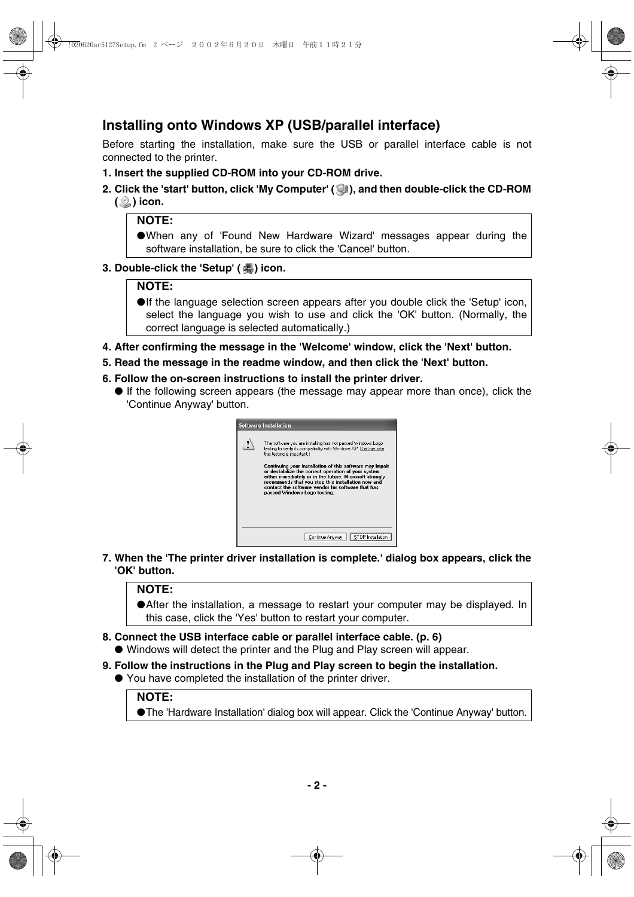## Installing onto Windows XP (USB/parallel interface)

Before starting the installation, make sure the USB or parallel interface cable is not connected to the printer.

**1. Insert the supplied CD-ROM into your CD-ROM drive.**

**2. Click the 'start' button, click 'My Computer' ( ), and then double-click the CD-ROM ( ) icon.**

> **NOTE:**
> ●When any of 'Found New Hardware Wizard' messages appear during the software installation, be sure to click the 'Cancel' button.

**3. Double-click the 'Setup' ( ) icon.**

> **NOTE:**
> ●If the language selection screen appears after you double click the 'Setup' icon, select the language you wish to use and click the 'OK' button. (Normally, the correct language is selected automatically.)

**4. After confirming the message in the 'Welcome' window, click the 'Next' button.**

**5. Read the message in the readme window, and then click the 'Next' button.**

**6. Follow the on-screen instructions to install the printer driver.**

- If the following screen appears (the message may appear more than once), click the 'Continue Anyway' button.

**7. When the 'The printer driver installation is complete.' dialog box appears, click the 'OK' button.**

> **NOTE:**
> ●After the installation, a message to restart your computer may be displayed. In this case, click the 'Yes' button to restart your computer.

**8. Connect the USB interface cable or parallel interface cable. (p. 6)**

- Windows will detect the printer and the Plug and Play screen will appear.

**9. Follow the instructions in the Plug and Play screen to begin the installation.**

- You have completed the installation of the printer driver.

> **NOTE:**
> ●The 'Hardware Installation' dialog box will appear. Click the 'Continue Anyway' button.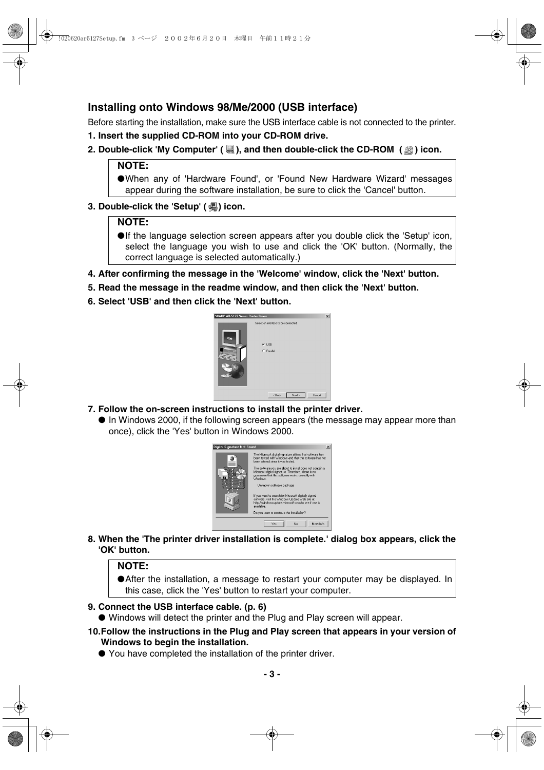## Installing onto Windows 98/Me/2000 (USB interface)

Before starting the installation, make sure the USB interface cable is not connected to the printer.

**1. Insert the supplied CD-ROM into your CD-ROM drive.**

**2. Double-click 'My Computer' ( ), and then double-click the CD-ROM ( ) icon.**

> **NOTE:**
>
> ● When any of 'Hardware Found', or 'Found New Hardware Wizard' messages appear during the software installation, be sure to click the 'Cancel' button.

**3. Double-click the 'Setup' ( ) icon.**

> **NOTE:**
>
> ● If the language selection screen appears after you double click the 'Setup' icon, select the language you wish to use and click the 'OK' button. (Normally, the correct language is selected automatically.)

**4. After confirming the message in the 'Welcome' window, click the 'Next' button.**

**5. Read the message in the readme window, and then click the 'Next' button.**

**6. Select 'USB' and then click the 'Next' button.**

**7. Follow the on-screen instructions to install the printer driver.**

● In Windows 2000, if the following screen appears (the message may appear more than once), click the 'Yes' button in Windows 2000.

**8. When the 'The printer driver installation is complete.' dialog box appears, click the 'OK' button.**

> **NOTE:**
>
> ● After the installation, a message to restart your computer may be displayed. In this case, click the 'Yes' button to restart your computer.

**9. Connect the USB interface cable. (p. 6)**

● Windows will detect the printer and the Plug and Play screen will appear.

**10. Follow the instructions in the Plug and Play screen that appears in your version of Windows to begin the installation.**

● You have completed the installation of the printer driver.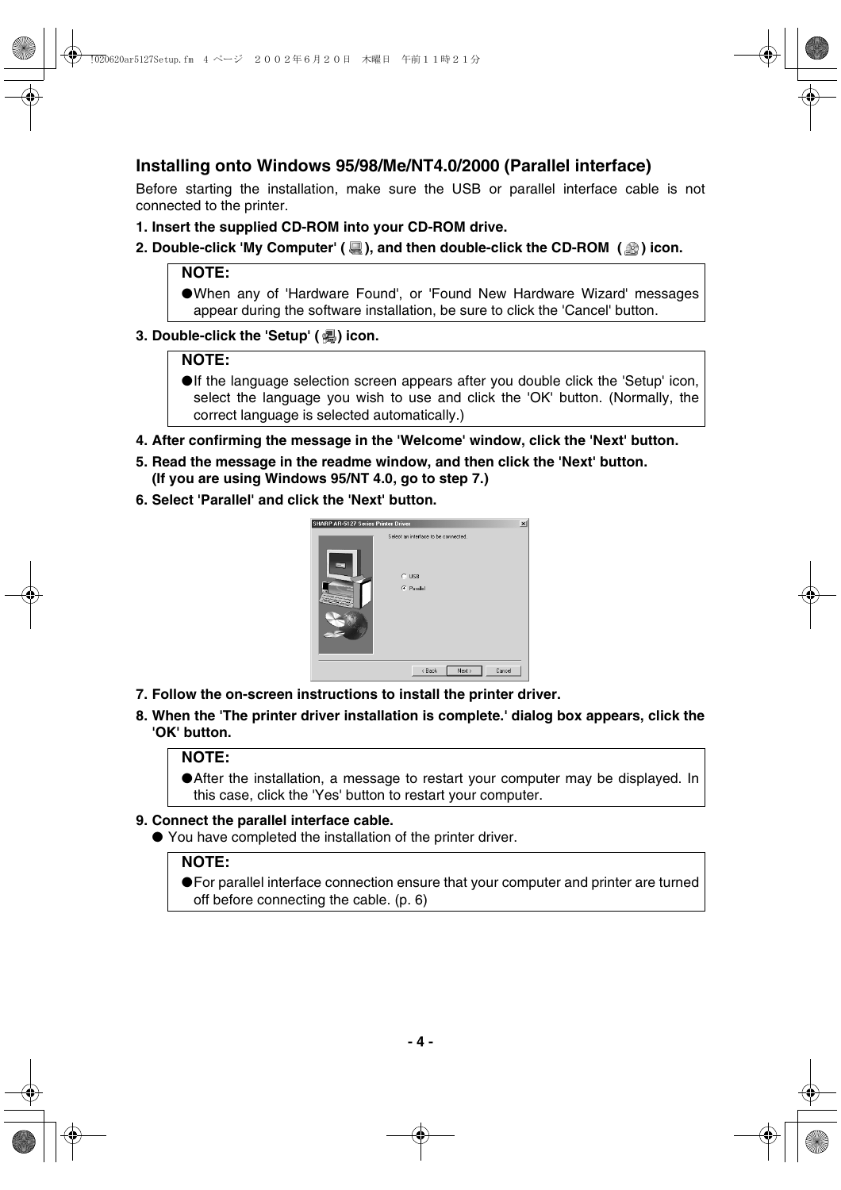## Installing onto Windows 95/98/Me/NT4.0/2000 (Parallel interface)

Before starting the installation, make sure the USB or parallel interface cable is not connected to the printer.

**1. Insert the supplied CD-ROM into your CD-ROM drive.**

**2. Double-click 'My Computer' ( ), and then double-click the CD-ROM ( ) icon.**

> **NOTE:**
> - When any of 'Hardware Found', or 'Found New Hardware Wizard' messages appear during the software installation, be sure to click the 'Cancel' button.

**3. Double-click the 'Setup' ( ) icon.**

> **NOTE:**
> - If the language selection screen appears after you double click the 'Setup' icon, select the language you wish to use and click the 'OK' button. (Normally, the correct language is selected automatically.)

**4. After confirming the message in the 'Welcome' window, click the 'Next' button.**

**5. Read the message in the readme window, and then click the 'Next' button. (If you are using Windows 95/NT 4.0, go to step 7.)**

**6. Select 'Parallel' and click the 'Next' button.**

**7. Follow the on-screen instructions to install the printer driver.**

**8. When the 'The printer driver installation is complete.' dialog box appears, click the 'OK' button.**

> **NOTE:**
> - After the installation, a message to restart your computer may be displayed. In this case, click the 'Yes' button to restart your computer.

**9. Connect the parallel interface cable.**

- You have completed the installation of the printer driver.

> **NOTE:**
> - For parallel interface connection ensure that your computer and printer are turned off before connecting the cable. (p. 6)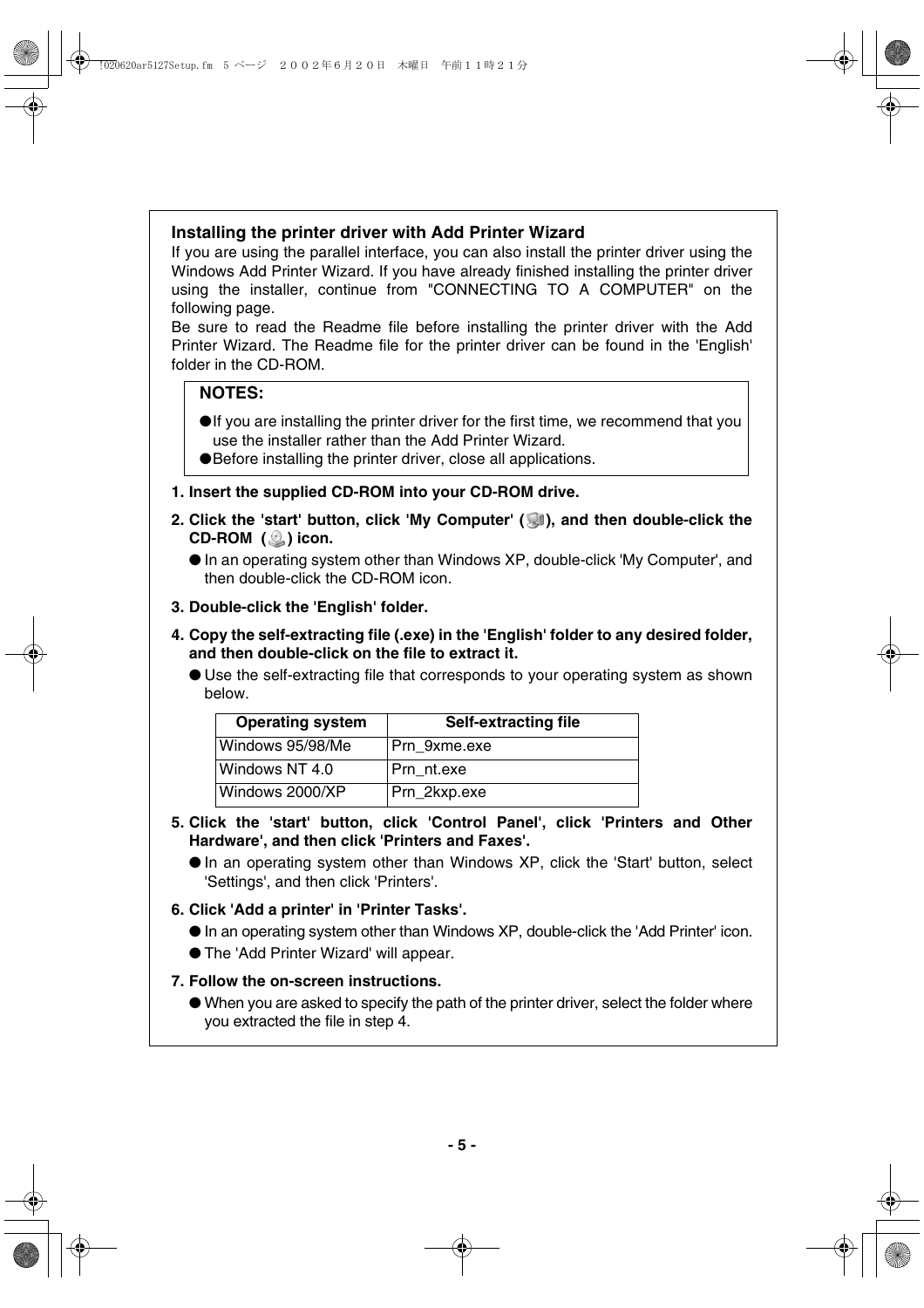### Installing the printer driver with Add Printer Wizard

If you are using the parallel interface, you can also install the printer driver using the Windows Add Printer Wizard. If you have already finished installing the printer driver using the installer, continue from "CONNECTING TO A COMPUTER" on the following page.

Be sure to read the Readme file before installing the printer driver with the Add Printer Wizard. The Readme file for the printer driver can be found in the 'English' folder in the CD-ROM.

**NOTES:**

- If you are installing the printer driver for the first time, we recommend that you use the installer rather than the Add Printer Wizard.
- Before installing the printer driver, close all applications.

**1. Insert the supplied CD-ROM into your CD-ROM drive.**

**2. Click the 'start' button, click 'My Computer' ( ), and then double-click the CD-ROM ( ) icon.**

- In an operating system other than Windows XP, double-click 'My Computer', and then double-click the CD-ROM icon.

**3. Double-click the 'English' folder.**

**4. Copy the self-extracting file (.exe) in the 'English' folder to any desired folder, and then double-click on the file to extract it.**

- Use the self-extracting file that corresponds to your operating system as shown below.

| Operating system | Self-extracting file |
|---|---|
| Windows 95/98/Me | Prn_9xme.exe |
| Windows NT 4.0 | Prn_nt.exe |
| Windows 2000/XP | Prn_2kxp.exe |

**5. Click the 'start' button, click 'Control Panel', click 'Printers and Other Hardware', and then click 'Printers and Faxes'.**

- In an operating system other than Windows XP, click the 'Start' button, select 'Settings', and then click 'Printers'.

**6. Click 'Add a printer' in 'Printer Tasks'.**

- In an operating system other than Windows XP, double-click the 'Add Printer' icon.
- The 'Add Printer Wizard' will appear.

**7. Follow the on-screen instructions.**

- When you are asked to specify the path of the printer driver, select the folder where you extracted the file in step 4.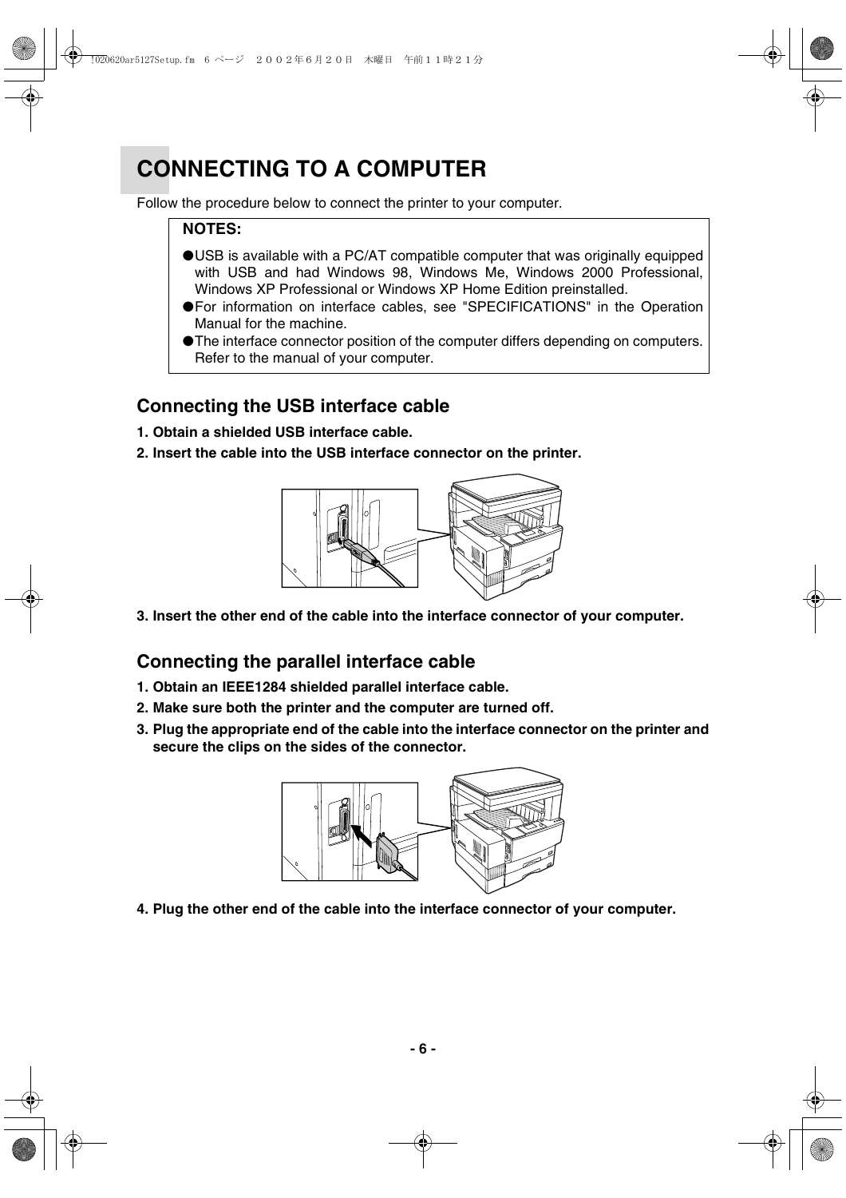# CONNECTING TO A COMPUTER

Follow the procedure below to connect the printer to your computer.

**NOTES:**

- USB is available with a PC/AT compatible computer that was originally equipped with USB and had Windows 98, Windows Me, Windows 2000 Professional, Windows XP Professional or Windows XP Home Edition preinstalled.
- For information on interface cables, see "SPECIFICATIONS" in the Operation Manual for the machine.
- The interface connector position of the computer differs depending on computers. Refer to the manual of your computer.

## Connecting the USB interface cable

**1. Obtain a shielded USB interface cable.**

**2. Insert the cable into the USB interface connector on the printer.**

**3. Insert the other end of the cable into the interface connector of your computer.**

## Connecting the parallel interface cable

**1. Obtain an IEEE1284 shielded parallel interface cable.**

**2. Make sure both the printer and the computer are turned off.**

**3. Plug the appropriate end of the cable into the interface connector on the printer and secure the clips on the sides of the connector.**

**4. Plug the other end of the cable into the interface connector of your computer.**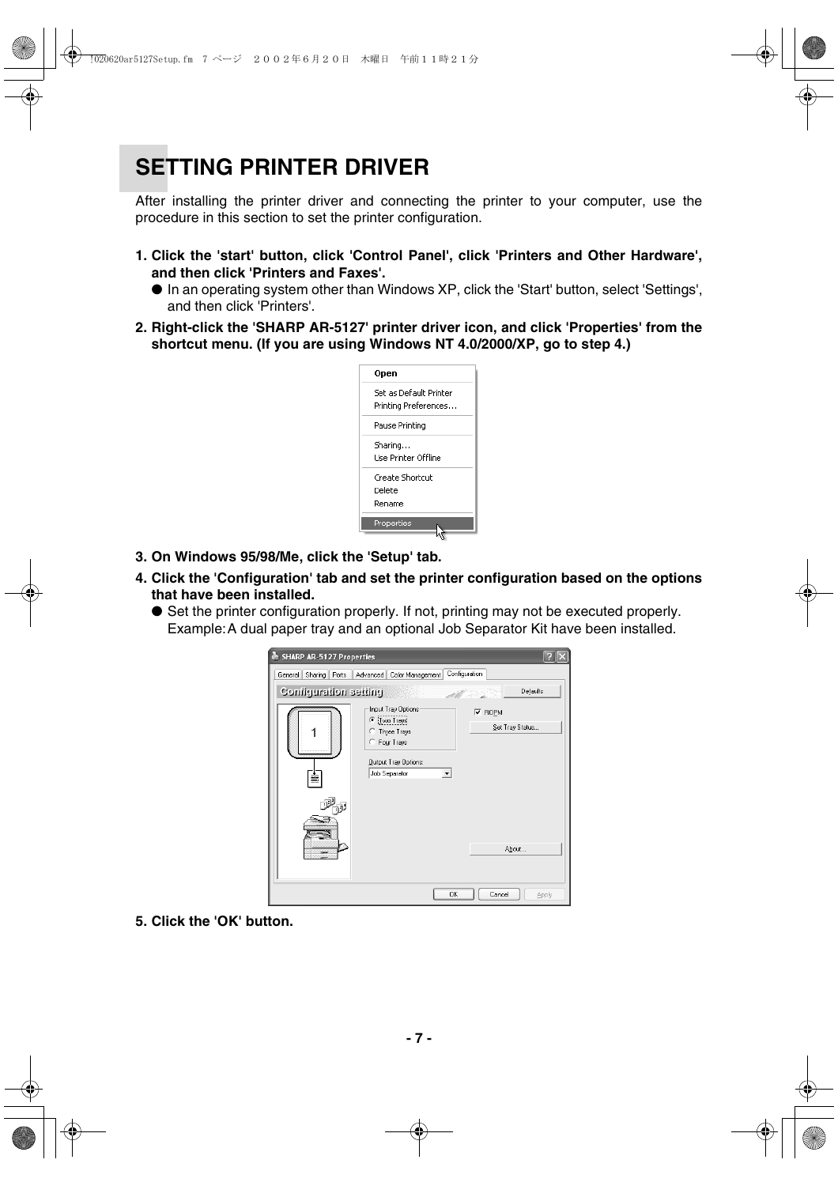# SETTING PRINTER DRIVER

After installing the printer driver and connecting the printer to your computer, use the procedure in this section to set the printer configuration.

1. **Click the 'start' button, click 'Control Panel', click 'Printers and Other Hardware', and then click 'Printers and Faxes'.**
   - In an operating system other than Windows XP, click the 'Start' button, select 'Settings', and then click 'Printers'.
2. **Right-click the 'SHARP AR-5127' printer driver icon, and click 'Properties' from the shortcut menu. (If you are using Windows NT 4.0/2000/XP, go to step 4.)**
3. **On Windows 95/98/Me, click the 'Setup' tab.**
4. **Click the 'Configuration' tab and set the printer configuration based on the options that have been installed.**
   - Set the printer configuration properly. If not, printing may not be executed properly.
     Example: A dual paper tray and an optional Job Separator Kit have been installed.
5. **Click the 'OK' button.**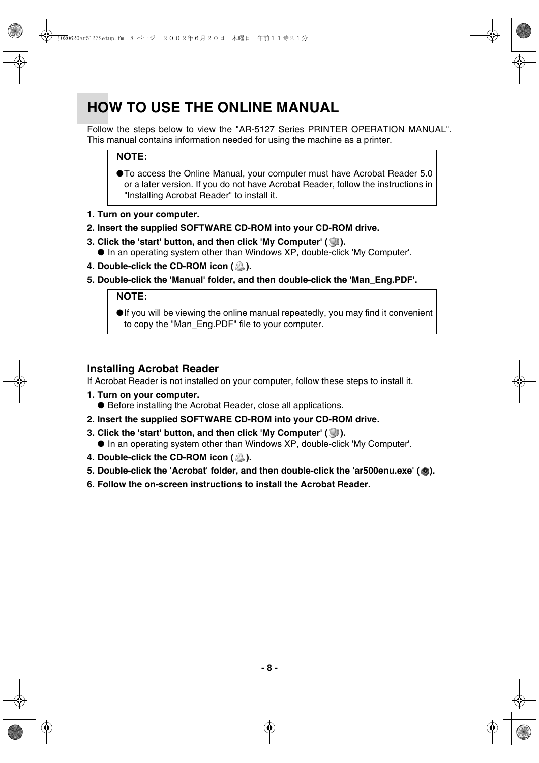# HOW TO USE THE ONLINE MANUAL

Follow the steps below to view the "AR-5127 Series PRINTER OPERATION MANUAL". This manual contains information needed for using the machine as a printer.

> **NOTE:**
>
> ● To access the Online Manual, your computer must have Acrobat Reader 5.0 or a later version. If you do not have Acrobat Reader, follow the instructions in "Installing Acrobat Reader" to install it.

**1. Turn on your computer.**

**2. Insert the supplied SOFTWARE CD-ROM into your CD-ROM drive.**

**3. Click the 'start' button, and then click 'My Computer' ( ).**

● In an operating system other than Windows XP, double-click 'My Computer'.

**4. Double-click the CD-ROM icon ( ).**

**5. Double-click the 'Manual' folder, and then double-click the 'Man_Eng.PDF'.**

> **NOTE:**
>
> ● If you will be viewing the online manual repeatedly, you may find it convenient to copy the "Man_Eng.PDF" file to your computer.

## Installing Acrobat Reader

If Acrobat Reader is not installed on your computer, follow these steps to install it.

**1. Turn on your computer.**

● Before installing the Acrobat Reader, close all applications.

**2. Insert the supplied SOFTWARE CD-ROM into your CD-ROM drive.**

**3. Click the 'start' button, and then click 'My Computer' ( ).**

● In an operating system other than Windows XP, double-click 'My Computer'.

**4. Double-click the CD-ROM icon ( ).**

**5. Double-click the 'Acrobat' folder, and then double-click the 'ar500enu.exe' ( ).**

**6. Follow the on-screen instructions to install the Acrobat Reader.**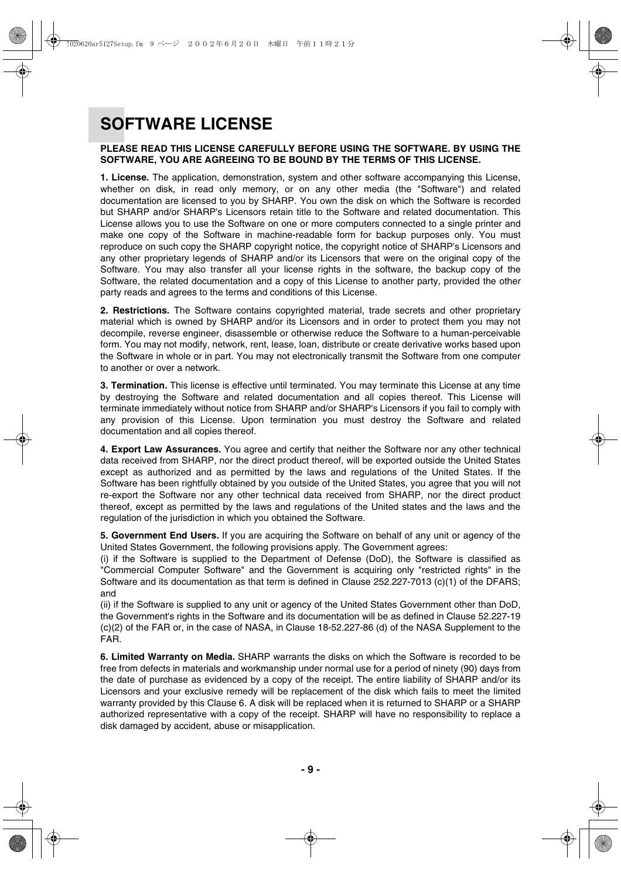# SOFTWARE LICENSE

**PLEASE READ THIS LICENSE CAREFULLY BEFORE USING THE SOFTWARE. BY USING THE SOFTWARE, YOU ARE AGREEING TO BE BOUND BY THE TERMS OF THIS LICENSE.**

**1. License.** The application, demonstration, system and other software accompanying this License, whether on disk, in read only memory, or on any other media (the "Software") and related documentation are licensed to you by SHARP. You own the disk on which the Software is recorded but SHARP and/or SHARP's Licensors retain title to the Software and related documentation. This License allows you to use the Software on one or more computers connected to a single printer and make one copy of the Software in machine-readable form for backup purposes only. You must reproduce on such copy the SHARP copyright notice, the copyright notice of SHARP's Licensors and any other proprietary legends of SHARP and/or its Licensors that were on the original copy of the Software. You may also transfer all your license rights in the software, the backup copy of the Software, the related documentation and a copy of this License to another party, provided the other party reads and agrees to the terms and conditions of this License.

**2. Restrictions.** The Software contains copyrighted material, trade secrets and other proprietary material which is owned by SHARP and/or its Licensors and in order to protect them you may not decompile, reverse engineer, disassemble or otherwise reduce the Software to a human-perceivable form. You may not modify, network, rent, lease, loan, distribute or create derivative works based upon the Software in whole or in part. You may not electronically transmit the Software from one computer to another or over a network.

**3. Termination.** This license is effective until terminated. You may terminate this License at any time by destroying the Software and related documentation and all copies thereof. This License will terminate immediately without notice from SHARP and/or SHARP's Licensors if you fail to comply with any provision of this License. Upon termination you must destroy the Software and related documentation and all copies thereof.

**4. Export Law Assurances.** You agree and certify that neither the Software nor any other technical data received from SHARP, nor the direct product thereof, will be exported outside the United States except as authorized and as permitted by the laws and regulations of the United States. If the Software has been rightfully obtained by you outside of the United States, you agree that you will not re-export the Software nor any other technical data received from SHARP, nor the direct product thereof, except as permitted by the laws and regulations of the United states and the laws and the regulation of the jurisdiction in which you obtained the Software.

**5. Government End Users.** If you are acquiring the Software on behalf of any unit or agency of the United States Government, the following provisions apply. The Government agrees:
(i) if the Software is supplied to the Department of Defense (DoD), the Software is classified as "Commercial Computer Software" and the Government is acquiring only "restricted rights" in the Software and its documentation as that term is defined in Clause 252.227-7013 (c)(1) of the DFARS; and
(ii) if the Software is supplied to any unit or agency of the United States Government other than DoD, the Government's rights in the Software and its documentation will be as defined in Clause 52.227-19 (c)(2) of the FAR or, in the case of NASA, in Clause 18-52.227-86 (d) of the NASA Supplement to the FAR.

**6. Limited Warranty on Media.** SHARP warrants the disks on which the Software is recorded to be free from defects in materials and workmanship under normal use for a period of ninety (90) days from the date of purchase as evidenced by a copy of the receipt. The entire liability of SHARP and/or its Licensors and your exclusive remedy will be replacement of the disk which fails to meet the limited warranty provided by this Clause 6. A disk will be replaced when it is returned to SHARP or a SHARP authorized representative with a copy of the receipt. SHARP will have no responsibility to replace a disk damaged by accident, abuse or misapplication.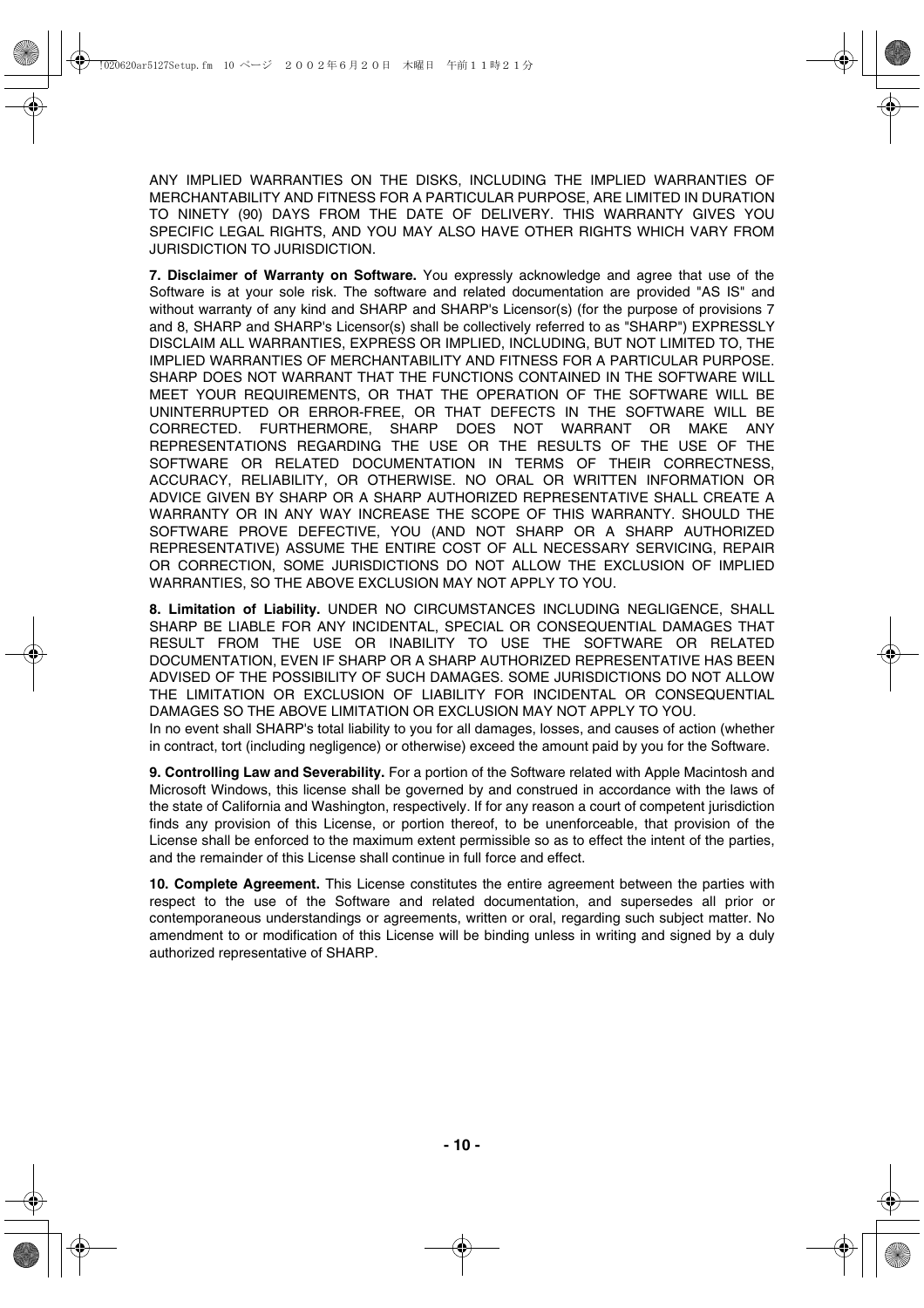ANY IMPLIED WARRANTIES ON THE DISKS, INCLUDING THE IMPLIED WARRANTIES OF MERCHANTABILITY AND FITNESS FOR A PARTICULAR PURPOSE, ARE LIMITED IN DURATION TO NINETY (90) DAYS FROM THE DATE OF DELIVERY. THIS WARRANTY GIVES YOU SPECIFIC LEGAL RIGHTS, AND YOU MAY ALSO HAVE OTHER RIGHTS WHICH VARY FROM JURISDICTION TO JURISDICTION.

**7. Disclaimer of Warranty on Software.** You expressly acknowledge and agree that use of the Software is at your sole risk. The software and related documentation are provided "AS IS" and without warranty of any kind and SHARP and SHARP's Licensor(s) (for the purpose of provisions 7 and 8, SHARP and SHARP's Licensor(s) shall be collectively referred to as "SHARP") EXPRESSLY DISCLAIM ALL WARRANTIES, EXPRESS OR IMPLIED, INCLUDING, BUT NOT LIMITED TO, THE IMPLIED WARRANTIES OF MERCHANTABILITY AND FITNESS FOR A PARTICULAR PURPOSE. SHARP DOES NOT WARRANT THAT THE FUNCTIONS CONTAINED IN THE SOFTWARE WILL MEET YOUR REQUIREMENTS, OR THAT THE OPERATION OF THE SOFTWARE WILL BE UNINTERRUPTED OR ERROR-FREE, OR THAT DEFECTS IN THE SOFTWARE WILL BE CORRECTED. FURTHERMORE, SHARP DOES NOT WARRANT OR MAKE ANY REPRESENTATIONS REGARDING THE USE OR THE RESULTS OF THE USE OF THE SOFTWARE OR RELATED DOCUMENTATION IN TERMS OF THEIR CORRECTNESS, ACCURACY, RELIABILITY, OR OTHERWISE. NO ORAL OR WRITTEN INFORMATION OR ADVICE GIVEN BY SHARP OR A SHARP AUTHORIZED REPRESENTATIVE SHALL CREATE A WARRANTY OR IN ANY WAY INCREASE THE SCOPE OF THIS WARRANTY. SHOULD THE SOFTWARE PROVE DEFECTIVE, YOU (AND NOT SHARP OR A SHARP AUTHORIZED REPRESENTATIVE) ASSUME THE ENTIRE COST OF ALL NECESSARY SERVICING, REPAIR OR CORRECTION, SOME JURISDICTIONS DO NOT ALLOW THE EXCLUSION OF IMPLIED WARRANTIES, SO THE ABOVE EXCLUSION MAY NOT APPLY TO YOU.

**8. Limitation of Liability.** UNDER NO CIRCUMSTANCES INCLUDING NEGLIGENCE, SHALL SHARP BE LIABLE FOR ANY INCIDENTAL, SPECIAL OR CONSEQUENTIAL DAMAGES THAT RESULT FROM THE USE OR INABILITY TO USE THE SOFTWARE OR RELATED DOCUMENTATION, EVEN IF SHARP OR A SHARP AUTHORIZED REPRESENTATIVE HAS BEEN ADVISED OF THE POSSIBILITY OF SUCH DAMAGES. SOME JURISDICTIONS DO NOT ALLOW THE LIMITATION OR EXCLUSION OF LIABILITY FOR INCIDENTAL OR CONSEQUENTIAL DAMAGES SO THE ABOVE LIMITATION OR EXCLUSION MAY NOT APPLY TO YOU.
In no event shall SHARP's total liability to you for all damages, losses, and causes of action (whether in contract, tort (including negligence) or otherwise) exceed the amount paid by you for the Software.

**9. Controlling Law and Severability.** For a portion of the Software related with Apple Macintosh and Microsoft Windows, this license shall be governed by and construed in accordance with the laws of the state of California and Washington, respectively. If for any reason a court of competent jurisdiction finds any provision of this License, or portion thereof, to be unenforceable, that provision of the License shall be enforced to the maximum extent permissible so as to effect the intent of the parties, and the remainder of this License shall continue in full force and effect.

**10. Complete Agreement.** This License constitutes the entire agreement between the parties with respect to the use of the Software and related documentation, and supersedes all prior or contemporaneous understandings or agreements, written or oral, regarding such subject matter. No amendment to or modification of this License will be binding unless in writing and signed by a duly authorized representative of SHARP.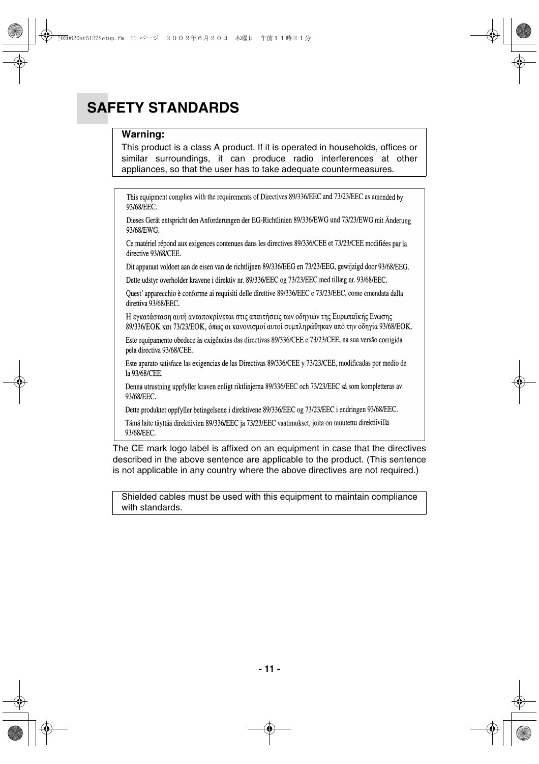# SAFETY STANDARDS

**Warning:**

This product is a class A product. If it is operated in households, offices or similar surroundings, it can produce radio interferences at other appliances, so that the user has to take adequate countermeasures.

This equipment complies with the requirements of Directives 89/336/EEC and 73/23/EEC as amended by 93/68/EEC.

Dieses Gerät entspricht den Anforderungen der EG-Richtlinien 89/336/EWG und 73/23/EWG mit Änderung 93/68/EWG.

Ce matériel répond aux exigences contenues dans les directives 89/336/CEE et 73/23/CEE modifiées par la directive 93/68/CEE.

Dit apparaat voldoet aan de eisen van de richtlijnen 89/336/EEG en 73/23/EEG, gewijzigd door 93/68/EEG.

Dette udstyr overholder kravene i direktiv nr. 89/336/EEC og 73/23/EEC med tillæg nr. 93/68/EEC.

Quest' apparecchio è conforme ai requisiti delle direttive 89/336/EEC e 73/23/EEC, come emendata dalla direttiva 93/68/EEC.

Η εγκατάσταση αυτή ανταποκρίνεται στις απαιτήσεις των οδηγιών της Ευρωπαϊκής Ενωσης 89/336/ΕΟΚ και 73/23/ΕΟΚ, όπως οι κανονισμοί αυτοί συμπληρώθηκαν από την οδηγία 93/68/ΕΟΚ.

Este equipamento obedece às exigências das directivas 89/336/CEE e 73/23/CEE, na sua versão corrigida pela directiva 93/68/CEE.

Este aparato satisface las exigencias de las Directivas 89/336/CEE y 73/23/CEE, modificadas por medio de la 93/68/CEE.

Denna utrustning uppfyller kraven enligt riktlinjerna 89/336/EEC och 73/23/EEC så som kompletteras av 93/68/EEC.

Dette produktet oppfyller betingelsene i direktivene 89/336/EEC og 73/23/EEC i endringen 93/68/EEC.

Tämä laite täyttää direktiivien 89/336/EEC ja 73/23/EEC vaatimukset, joita on muutettu direktiivillä 93/68/EEC.

The CE mark logo label is affixed on an equipment in case that the directives described in the above sentence are applicable to the product. (This sentence is not applicable in any country where the above directives are not required.)

Shielded cables must be used with this equipment to maintain compliance with standards.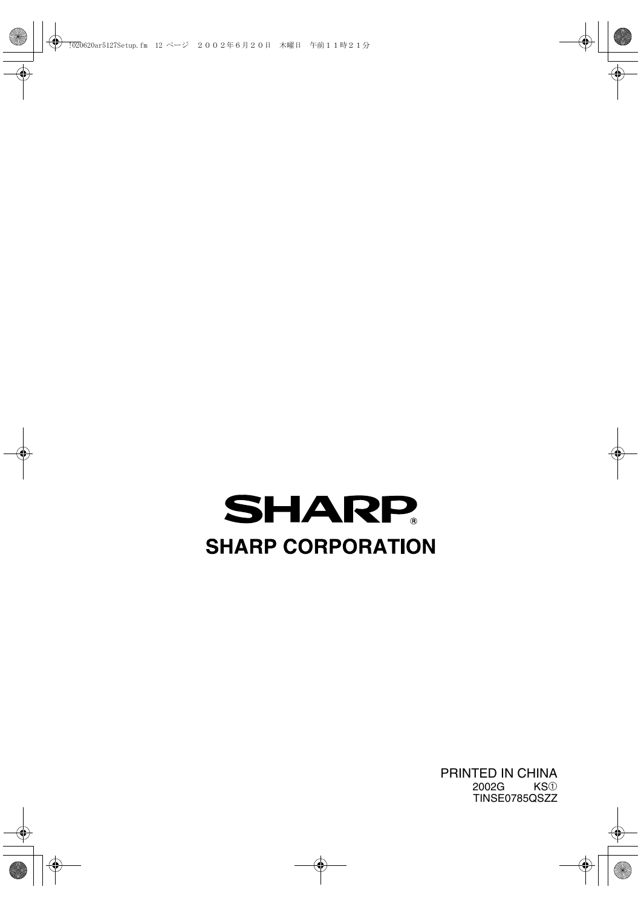SHARP®

**SHARP CORPORATION**

PRINTED IN CHINA
2002G KS①
TINSE0785QSZZ